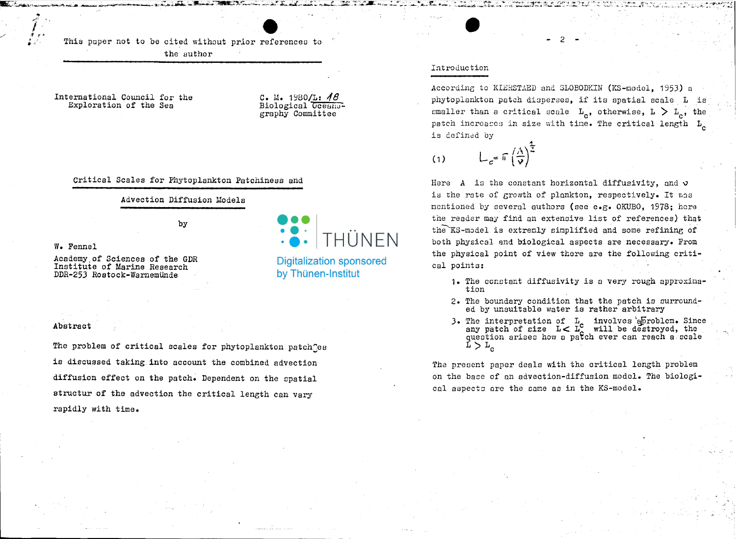This paper not to be cited without prior references to the author

International Council for the Exploration of the Sea

C. M. 1980/L: 18
Biological Oceanography Committee

# Critical Scales for Phytoplankton Patchiness and Advection Diffusion Models

by

W. Fennel

Academy of Sciences of the GDR
Institute of Marine Research
DDR-253 Rostock-Warnemünde

Digitalization sponsored by Thünen-Institut

## Abstract

The problem of critical scales for phytoplankton patches is discussed taking into account the combined advection diffusion effect on the patch. Dependent on the spatial structur of the advection the critical length can vary rapidly with time.

## Introduction

According to KIERSTAED and SLOBODKIN (KS-model, 1953) a phytoplankton patch disperses, if its spatial scale $L$ is smaller than a critical scale $L_c$, otherwise, $L > L_c$, the patch increases in size with time. The critical length $L_c$ is defined by

$$L_c = \pi \left(\frac{A}{\nu}\right)^{\frac{1}{2}} \tag{1}$$

Here $A$ is the constant horizontal diffusivity, and $\nu$ is the rate of growth of plankton, respectively. It was mentioned by several authors (see e.g. OKUBO, 1978; here the reader may find an extensive list of references) that the KS-model is extremly simplified and some refining of both physical and biological aspects are necessary. From the physical point of view there are the following critical points:

1. The constant diffusivity is a very rough approximation
2. The boundary condition that the patch is surrounded by unsuitable water is rather arbitrary
3. The interpretation of $L_c$ involves a problem. Since any patch of size $L < L_c$ will be destroyed, the question arises how a patch ever can reach a scale $L > L_c$

The present paper deals with the critical length problem on the base of an advection-diffusion model. The biological aspects are the same as in the KS-model.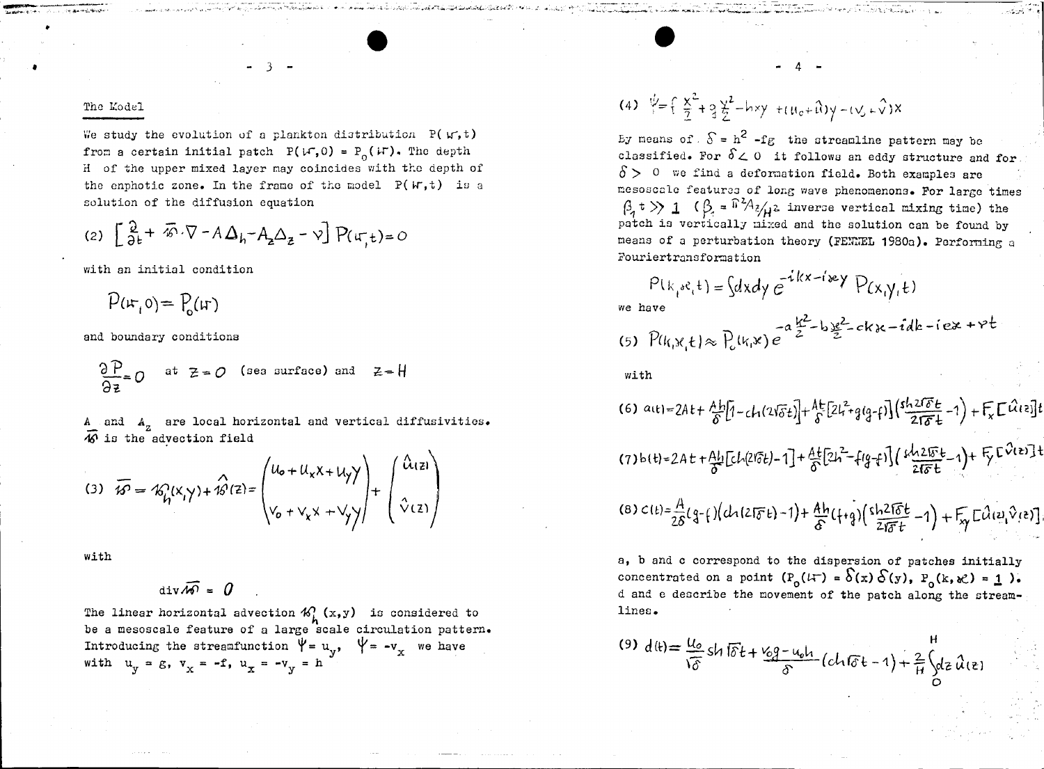## The Model

We study the evolution of a plankton distribution $P(\mathbf{r},t)$ from a certain initial patch $P(\mathbf{r},0) = P_0(\mathbf{r})$. The depth $H$ of the upper mixed layer may coincides with the depth of the enphotic zone. In the frame of the model $P(\mathbf{r},t)$ is a solution of the diffusion equation

$$(2)\quad \left[\frac{\partial}{\partial t} + \mathbf{w}\cdot\nabla - A\Delta_h - A_z\Delta_z - \nu\right] P(\mathbf{r},t) = 0$$

with an initial condition

$$P(\mathbf{r},0) = P_0(\mathbf{r})$$

and boundary conditions

$$\frac{\partial P}{\partial z} = 0 \quad \text{at } z = 0 \text{ (sea surface) and } z = H$$

$A$ and $A_z$ are local horizontal and vertical diffusivities. $\mathbf{w}$ is the advection field

$$(3)\quad \mathbf{w} = \mathbf{w}_h(x,y) + \hat{\mathbf{w}}(z) = \begin{pmatrix} u_0 + u_x x + u_y y \\ v_0 + v_x x + v_y y \end{pmatrix} + \begin{pmatrix} \hat{u}(z) \\ \hat{v}(z) \end{pmatrix}$$

with

$$\operatorname{div}\mathbf{w} = 0 \ .$$

The linear horizontal advection $\mathbf{w}_h(x,y)$ is considered to be a mesoscale feature of a large scale circulation pattern. Introducing the streamfunction $\Psi = u_y$, $\Psi = -v_x$ we have with $u_y = g$, $v_x = -f$, $u_x = -v_y = h$

$$(4)\quad \Psi = f\frac{x^2}{2} + g\frac{y^2}{2} - hxy + (u_0 + \hat{u})y - (v_0 + \hat{v})x$$

By means of $\delta = h^2 - fg$ the streamline pattern may be classified. For $\delta < 0$ it follows an eddy structure and for $\delta > 0$ we find a deformation field. Both examples are mesoscale features of long wave phenomenons. For large times $\beta_1 t \gg 1$ ($\beta_1 = \pi^2 A_z/H^2$ inverse vertical mixing time) the patch is vertically mixed and the solution can be found by means of a perturbation theory (FENNEL 1980a). Performing a Fouriertransformation

$$P(k,\varkappa,t) = \int dx\,dy\, e^{-ikx - i\varkappa y} P(x,y,t)$$

we have

$$(5)\quad P(k,\varkappa,t) \approx P_0(k,\varkappa)\, e^{-a\frac{k^2}{2} - b\frac{\varkappa^2}{2} - ck\varkappa - idk - ie\varkappa + \nu t}$$

with

$$(6)\quad a(t) = 2At + \frac{Ah}{\delta}\left[1 - ch(2\sqrt{\delta}t)\right] + \frac{At}{\delta}\left[2h^2 + g(g-f)\right]\left(\frac{sh\,2\sqrt{\delta}t}{2\sqrt{\delta}t} - 1\right) + F_x\left[\hat{u}(z)\right]t$$

$$(7)\quad b(t) = 2At + \frac{Ah}{\delta}\left[ch(2\sqrt{\delta}t) - 1\right] + \frac{At}{\delta}\left[2h^2 - f(g-f)\right]\left(\frac{sh\,2\sqrt{\delta}t}{2\sqrt{\delta}t} - 1\right) + F_y\left[\hat{v}(z)\right]t$$

$$(8)\quad c(t) = \frac{A}{2\delta}(g-f)\left(ch(2\sqrt{\delta}t) - 1\right) + \frac{Ah}{\delta}(f+g)\left(\frac{sh\,2\sqrt{\delta}t}{2\sqrt{\delta}t} - 1\right) + F_{xy}\left[\hat{u}(z),\hat{v}(z)\right]$$

a, b and c correspond to the dispersion of patches initially concentrated on a point ($P_0(\mathbf{r}) = \delta(x)\,\delta(y)$, $P_0(k,\varkappa) = 1$). d and e describe the movement of the patch along the streamlines.

$$(9)\quad d(t) = \frac{u_0}{\sqrt{\delta}}\, sh\sqrt{\delta}t + \frac{v_0 g - u_0 h}{\delta}\left(ch\sqrt{\delta}t - 1\right) + \frac{2}{H}\int_0^H dz\, \hat{u}(z)$$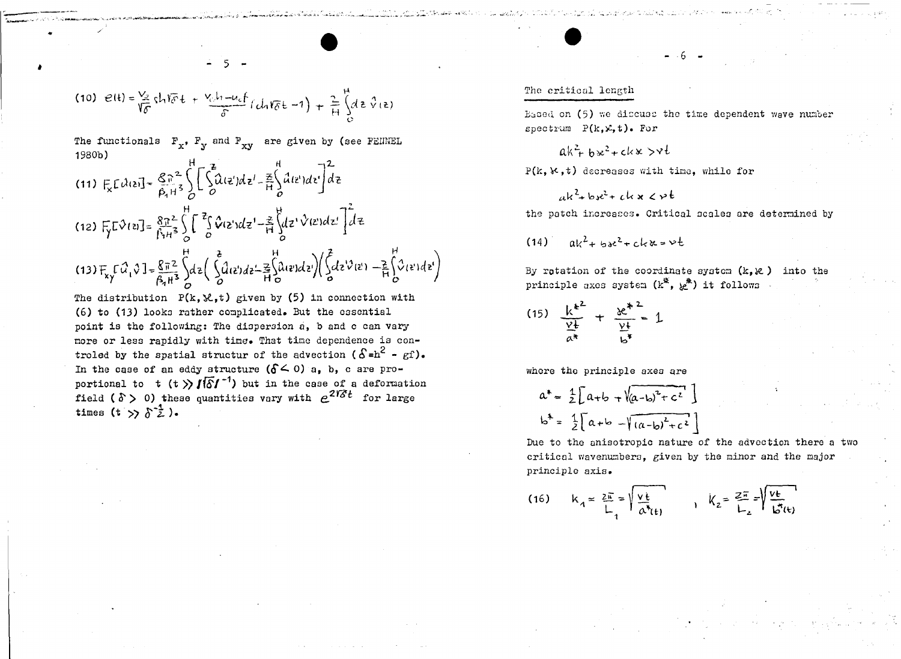$$(10)\quad e(t) = \frac{v_2}{\sqrt{\delta}} \,\mathrm{sh}\sqrt{\delta}t + \frac{v_2 h - u_1 f}{\delta}\left(\mathrm{ch}\sqrt{\delta}t - 1\right) + \frac{2}{H}\int_0^H dz\, \hat{v}(z)$$

The functionals $F_x$, $F_y$ and $F_{xy}$ are given by (see FENNEL 1980b)

$$(11)\quad F_x[\hat{u}(z)] = \frac{8\pi^2}{\beta_1 H^3}\int_0^H \left[\int_0^z \hat{u}(z')dz' - \frac{z}{H}\int_0^H \hat{u}(z')dz'\right]^2 dz$$

$$(12)\quad F_y[\hat{v}(z)] = \frac{8\pi^2}{\beta_1 H^3}\int_0^H \left[\int_0^z \hat{v}(z')dz' - \frac{z}{H}\int_0^H dz'\,\hat{v}(z')dz'\right]^2 dz$$

$$(13)\quad F_{xy}[\hat{u},\hat{v}] = \frac{8\pi^2}{\beta_1 H^3}\int_0^H dz\left(\int_0^z \hat{u}(z')dz' - \frac{z}{H}\int_0^H \hat{u}(z')dz'\right)\left(\int_0^z dz'\hat{v}(z') - \frac{z}{H}\int_0^H \hat{v}(z')dz'\right)$$

The distribution $P(k,\varkappa,t)$ given by (5) in connection with (6) to (13) looks rather complicated. But the essential point is the following: The dispersion a, b and c can vary more or less rapidly with time. That time dependence is controled by the spatial structur of the advection ($\delta = h^2 - gf$). In the case of an eddy structure ($\delta < 0$) a, b, c are proportional to t ($t \gg |\sqrt{\delta}|^{-1}$) but in the case of a deformation field ($\delta > 0$) these quantities vary with $e^{2\sqrt{\delta}t}$ for large times ($t \gg \delta^{-\frac{1}{2}}$).

## The critical length

Based on (5) we discuss the time dependent wave number spectrum $P(k,\varkappa,t)$. For

$$ak^2 + b\varkappa^2 + ck\varkappa > \nu t$$

$P(k,\varkappa,t)$ decreases with time, while for

$$ak^2 + b\varkappa^2 + ck\varkappa < \nu t$$

the patch increases. Critical scales are determined by

$$(14)\quad ak^2 + b\varkappa^2 + ck\varkappa = \nu t$$

By rotation of the coordinate system $(k,\varkappa)$ into the principle axes system $(k^*, \varkappa^*)$ it follows

$$(15)\quad \frac{k^{*2}}{\frac{\nu t}{a^*}} + \frac{\varkappa^{*2}}{\frac{\nu t}{b^*}} = 1$$

where the principle axes are

$$a^* = \frac{1}{2}\left[a + b + \sqrt{(a-b)^2 + c^2}\right]$$

$$b^* = \frac{1}{2}\left[a + b - \sqrt{(a-b)^2 + c^2}\right]$$

Due to the anisotropic nature of the advection there a two critical wavenumbers, given by the minor and the major principle axis.

$$(16)\quad k_1 = \frac{2\pi}{L_1} = \sqrt{\frac{\nu t}{a^*(t)}}\quad ,\quad k_2 = \frac{2\pi}{L_2} = \sqrt{\frac{\nu t}{b^*(t)}}$$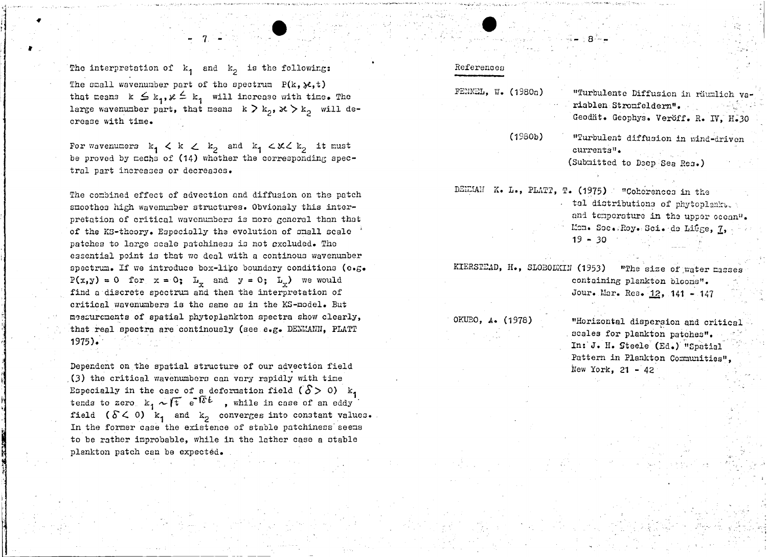The interpretation of $k_1$ and $k_2$ is the following:

The small wavenumber part of the spectrum $P(k, \varkappa, t)$ that means $k \leq k_1, \varkappa \leq k_1$ will increase with time. The large wavenumber part, that means $k > k_2, \varkappa > k_2$ will decrease with time.

For wavenumers $k_1 < k < k_2$ and $k_1 < \varkappa < k_2$ it must be proved by mechs of (14) whether the corresponding spectral part increases or decreases.

The combined effect of advection and diffusion on the patch smoothes high wavenumber structures. Obvionsly this interpretation of critical wavenumbers is more general than that of the KS-theory. Especially the evolution of small scale patches to large scale patchiness is not excluded. The essential point is that we deal with a continous wavenumber spectrum. If we introduce box-like boundary conditions (e.g. $P(x,y) = 0$ for $x = 0;\ L_x$ and $y = 0;\ L_x$) we would find a discrete spectrum and then the interpretation of critical wavenumbers is the same as in the KS-model. But measurements of spatial phytoplankton spectra show clearly, that real spectra are continously (see e.g. DENMANN, PLATT 1975).

Dependent on the spatial structure of our advection field (3) the critical wavenumbers can vary rapidly with time Especially in the case of a deformation field ($\delta > 0$) $k_1$ tends to zero $k_1 \sim \sqrt{t}\ e^{-\sqrt{\delta} t}$, while in case of an eddy field ($\delta < 0$) $k_1$ and $k_2$ converges into constant values. In the former case the existence of stable patchiness seems to be rather improbable, while in the lather case a stable plankton patch can be expected.

## References

FENNEL, W. (1980a) "Turbulente Diffusion in räumlich variablen Stromfeldern". Geodät. Geophys. Veröff. R. IV, H.30

FENNEL, W. (1980b) "Turbulent diffusion in wind-driven currents". (Submitted to Deep Sea Res.)

DENMAN K. L., PLATT, T. (1975) "Coherences in the ... tal distributions of phytoplankt... and temperature in the upper ocean". Mem. Soc. Roy. Sci. de Liège, 7, 19 - 30

KIERSTEAD, H., SLOBODKIN (1953) "The size of water masses containing plankton blooms". Jour. Mar. Res. 12, 141 - 147

OKUBO, A. (1978) "Horizontal dispersion and critical scales for plankton patches". In: J. H. Steele (Ed.) "Spatial Pattern in Plankton Communities", New York, 21 - 42